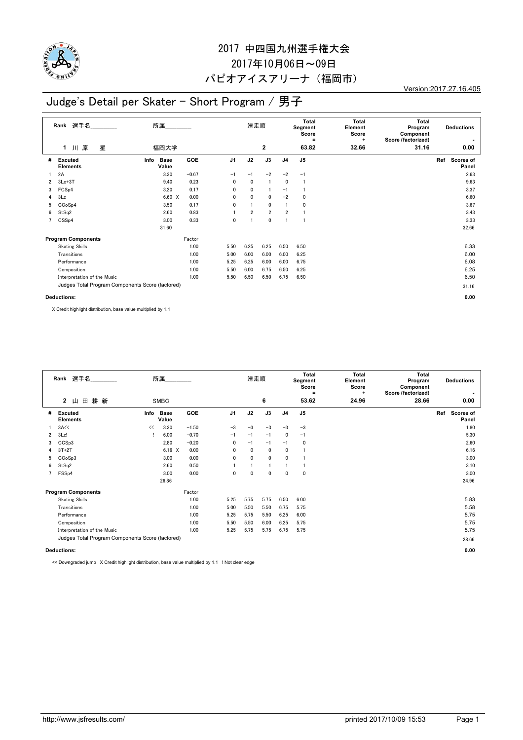# 2017 中四国九州選手権大会

2017年10月06日～09日

パピオアイスアリーナ（福岡市）

Version:2017.27.16.405

## Judge's Detail per Skater - Short Program / 男子

| Rank | 選手名 | 所属 | 滑走順 | Total Segment Score = | Total Element Score + | Total Program Component Score (factorized) | Deductions - |
|---|---|---|---|---|---|---|---|
| 1 | 川原 星 | 福岡大学 | 2 | 63.82 | 32.66 | 31.16 | 0.00 |

| # | Excuted Elements | Info | Base Value | | GOE | J1 | J2 | J3 | J4 | J5 | Ref | Scores of Panel |
|---|---|---|---|---|---|---|---|---|---|---|---|---|
| 1 | 2A | | 3.30 | | -0.67 | -1 | -1 | -2 | -2 | -1 | | 2.63 |
| 2 | 3Lo+3T | | 9.40 | | 0.23 | 0 | 0 | 1 | 0 | 1 | | 9.63 |
| 3 | FCSp4 | | 3.20 | | 0.17 | 0 | 0 | 1 | -1 | 1 | | 3.37 |
| 4 | 3Lz | | 6.60 | X | 0.00 | 0 | 0 | 0 | -2 | 0 | | 6.60 |
| 5 | CCoSp4 | | 3.50 | | 0.17 | 0 | 1 | 0 | 1 | 0 | | 3.67 |
| 6 | StSq2 | | 2.60 | | 0.83 | 1 | 2 | 2 | 2 | 1 | | 3.43 |
| 7 | CSSp4 | | 3.00 | | 0.33 | 0 | 1 | 0 | 1 | 1 | | 3.33 |
| | | | 31.60 | | | | | | | | | 32.66 |

| Program Components | Factor | J1 | J2 | J3 | J4 | J5 | Scores of Panel |
|---|---|---|---|---|---|---|---|
| Skating Skills | 1.00 | 5.50 | 6.25 | 6.25 | 6.50 | 6.50 | 6.33 |
| Transitions | 1.00 | 5.00 | 6.00 | 6.00 | 6.00 | 6.25 | 6.00 |
| Performance | 1.00 | 5.25 | 6.25 | 6.00 | 6.00 | 6.75 | 6.08 |
| Composition | 1.00 | 5.50 | 6.00 | 6.75 | 6.50 | 6.25 | 6.25 |
| Interpretation of the Music | 1.00 | 5.50 | 6.50 | 6.50 | 6.75 | 6.50 | 6.50 |
| Judges Total Program Components Score (factored) | | | | | | | 31.16 |

**Deductions:** 0.00

X Credit highlight distribution, base value multiplied by 1.1

| Rank | 選手名 | 所属 | 滑走順 | Total Segment Score = | Total Element Score + | Total Program Component Score (factorized) | Deductions - |
|---|---|---|---|---|---|---|---|
| 2 | 山田 耕新 | SMBC | 6 | 53.62 | 24.96 | 28.66 | 0.00 |

| # | Excuted Elements | Info | Base Value | | GOE | J1 | J2 | J3 | J4 | J5 | Ref | Scores of Panel |
|---|---|---|---|---|---|---|---|---|---|---|---|---|
| 1 | 3A<< | << | 3.30 | | -1.50 | -3 | -3 | -3 | -3 | -3 | | 1.80 |
| 2 | 3Lz! | ! | 6.00 | | -0.70 | -1 | -1 | -1 | 0 | -1 | | 5.30 |
| 3 | CCSp3 | | 2.80 | | -0.20 | 0 | -1 | -1 | -1 | 0 | | 2.60 |
| 4 | 3T+2T | | 6.16 | X | 0.00 | 0 | 0 | 0 | 0 | 1 | | 6.16 |
| 5 | CCoSp3 | | 3.00 | | 0.00 | 0 | 0 | 0 | 0 | 1 | | 3.00 |
| 6 | StSq2 | | 2.60 | | 0.50 | 1 | 1 | 1 | 1 | 1 | | 3.10 |
| 7 | FSSp4 | | 3.00 | | 0.00 | 0 | 0 | 0 | 0 | 0 | | 3.00 |
| | | | 26.86 | | | | | | | | | 24.96 |

| Program Components | Factor | J1 | J2 | J3 | J4 | J5 | Scores of Panel |
|---|---|---|---|---|---|---|---|
| Skating Skills | 1.00 | 5.25 | 5.75 | 5.75 | 6.50 | 6.00 | 5.83 |
| Transitions | 1.00 | 5.00 | 5.50 | 5.50 | 6.75 | 5.75 | 5.58 |
| Performance | 1.00 | 5.25 | 5.75 | 5.50 | 6.25 | 6.00 | 5.75 |
| Composition | 1.00 | 5.50 | 5.50 | 6.00 | 6.25 | 5.75 | 5.75 |
| Interpretation of the Music | 1.00 | 5.25 | 5.75 | 5.75 | 6.75 | 5.75 | 5.75 |
| Judges Total Program Components Score (factored) | | | | | | | 28.66 |

**Deductions:** 0.00

<< Downgraded jump X Credit highlight distribution, base value multiplied by 1.1 ! Not clear edge

http://www.jsfresults.com/ printed 2017/10/09 15:53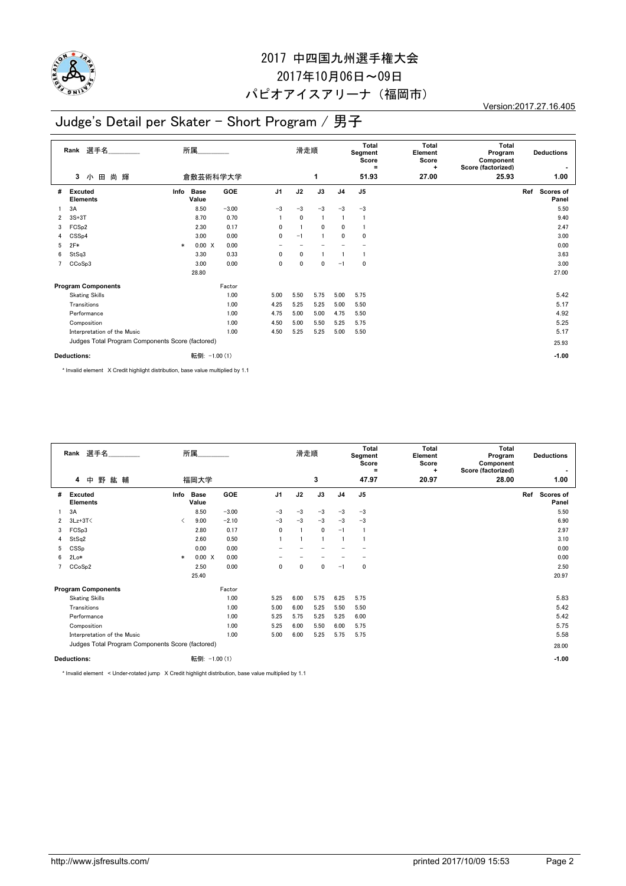# 2017 中四国九州選手権大会

2017年10月06日～09日

パピオアイスアリーナ（福岡市）

Version:2017.27.16.405

## Judge's Detail per Skater - Short Program / 男子

| Rank | 選手名 | 所属 | 滑走順 | Total Segment Score = | Total Element Score + | Total Program Component Score (factorized) | Deductions - |
|---|---|---|---|---|---|---|---|
| 3 | 小 田 尚 輝 | 倉敷芸術科学大学 | 1 | 51.93 | 27.00 | 25.93 | 1.00 |

| # | Excuted Elements | Info | Base Value | | GOE | J1 | J2 | J3 | J4 | J5 | Ref | Scores of Panel |
|---|---|---|---|---|---|---|---|---|---|---|---|---|
| 1 | 3A | | 8.50 | | −3.00 | −3 | −3 | −3 | −3 | −3 | | 5.50 |
| 2 | 3S+3T | | 8.70 | | 0.70 | 1 | 0 | 1 | 1 | 1 | | 9.40 |
| 3 | FCSp2 | | 2.30 | | 0.17 | 0 | 1 | 0 | 0 | 1 | | 2.47 |
| 4 | CSSp4 | | 3.00 | | 0.00 | 0 | −1 | 1 | 0 | 0 | | 3.00 |
| 5 | 2F* | * | 0.00 | X | 0.00 | − | − | − | − | − | | 0.00 |
| 6 | StSq3 | | 3.30 | | 0.33 | 0 | 0 | 1 | 1 | 1 | | 3.63 |
| 7 | CCoSp3 | | 3.00 | | 0.00 | 0 | 0 | 0 | −1 | 0 | | 3.00 |
| | | | 28.80 | | | | | | | | | 27.00 |

| Program Components | Factor | J1 | J2 | J3 | J4 | J5 | Scores of Panel |
|---|---|---|---|---|---|---|---|
| Skating Skills | 1.00 | 5.00 | 5.50 | 5.75 | 5.00 | 5.75 | 5.42 |
| Transitions | 1.00 | 4.25 | 5.25 | 5.25 | 5.00 | 5.50 | 5.17 |
| Performance | 1.00 | 4.75 | 5.00 | 5.00 | 4.75 | 5.50 | 4.92 |
| Composition | 1.00 | 4.50 | 5.00 | 5.50 | 5.25 | 5.75 | 5.25 |
| Interpretation of the Music | 1.00 | 4.50 | 5.25 | 5.25 | 5.00 | 5.50 | 5.17 |
| Judges Total Program Components Score (factored) | | | | | | | 25.93 |

**Deductions:** 転倒: −1.00 (1) **-1.00**

\* Invalid element X Credit highlight distribution, base value multiplied by 1.1

| Rank | 選手名 | 所属 | 滑走順 | Total Segment Score = | Total Element Score + | Total Program Component Score (factorized) | Deductions - |
|---|---|---|---|---|---|---|---|
| 4 | 中 野 紘 輔 | 福岡大学 | 3 | 47.97 | 20.97 | 28.00 | 1.00 |

| # | Excuted Elements | Info | Base Value | | GOE | J1 | J2 | J3 | J4 | J5 | Ref | Scores of Panel |
|---|---|---|---|---|---|---|---|---|---|---|---|---|
| 1 | 3A | | 8.50 | | −3.00 | −3 | −3 | −3 | −3 | −3 | | 5.50 |
| 2 | 3Lz+3T< | < | 9.00 | | −2.10 | −3 | −3 | −3 | −3 | −3 | | 6.90 |
| 3 | FCSp3 | | 2.80 | | 0.17 | 0 | 1 | 0 | −1 | 1 | | 2.97 |
| 4 | StSq2 | | 2.60 | | 0.50 | 1 | 1 | 1 | 1 | 1 | | 3.10 |
| 5 | CSSp | | 0.00 | | 0.00 | − | − | − | − | − | | 0.00 |
| 6 | 2Lo* | * | 0.00 | X | 0.00 | − | − | − | − | − | | 0.00 |
| 7 | CCoSp2 | | 2.50 | | 0.00 | 0 | 0 | 0 | −1 | 0 | | 2.50 |
| | | | 25.40 | | | | | | | | | 20.97 |

| Program Components | Factor | J1 | J2 | J3 | J4 | J5 | Scores of Panel |
|---|---|---|---|---|---|---|---|
| Skating Skills | 1.00 | 5.25 | 6.00 | 5.75 | 6.25 | 5.75 | 5.83 |
| Transitions | 1.00 | 5.00 | 6.00 | 5.25 | 5.50 | 5.50 | 5.42 |
| Performance | 1.00 | 5.25 | 5.75 | 5.25 | 5.25 | 6.00 | 5.42 |
| Composition | 1.00 | 5.25 | 6.00 | 5.50 | 6.00 | 5.75 | 5.75 |
| Interpretation of the Music | 1.00 | 5.00 | 6.00 | 5.25 | 5.75 | 5.75 | 5.58 |
| Judges Total Program Components Score (factored) | | | | | | | 28.00 |

**Deductions:** 転倒: −1.00 (1) **-1.00**

\* Invalid element < Under-rotated jump X Credit highlight distribution, base value multiplied by 1.1

http://www.jsfresults.com/ printed 2017/10/09 15:53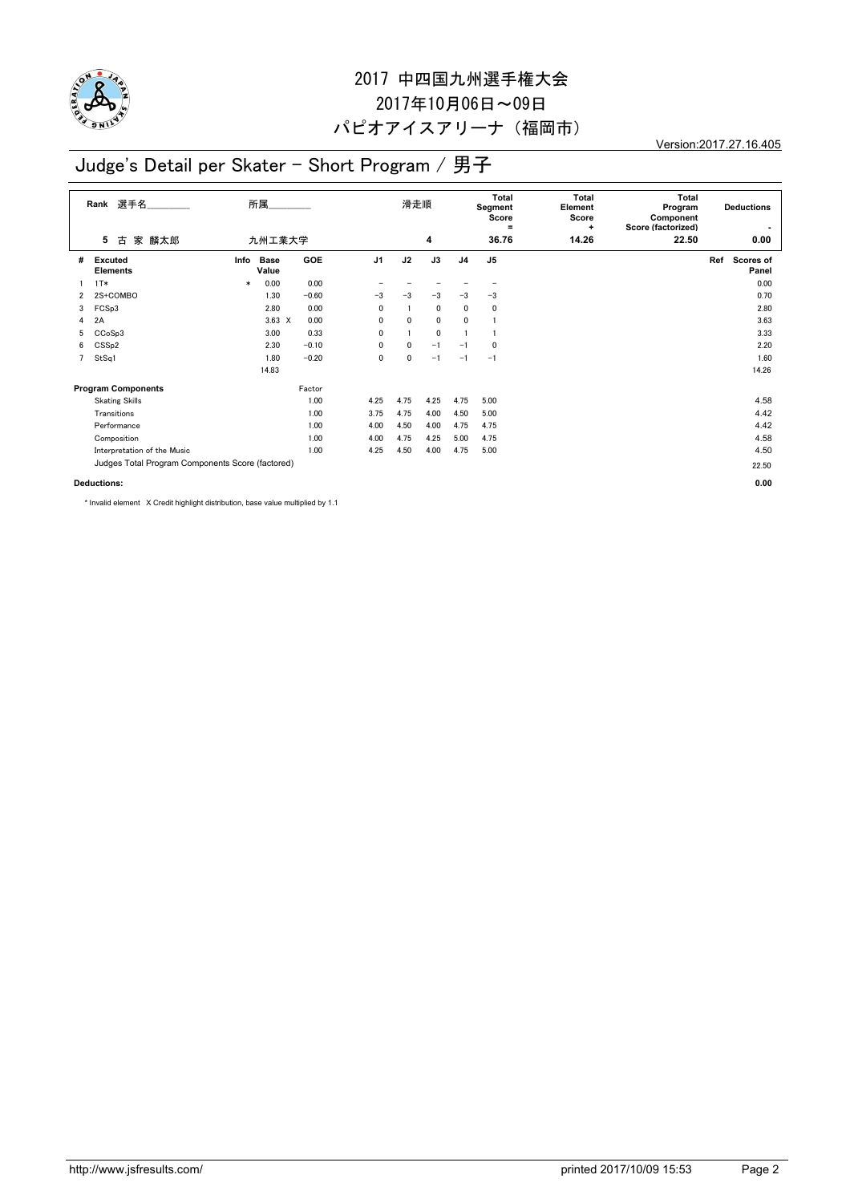# 2017 中四国九州選手権大会

2017年10月06日～09日

パピオアイスアリーナ（福岡市）

Version:2017.27.16.405

## Judge's Detail per Skater - Short Program / 男子

| Rank | 選手名 | 所属 | 滑走順 | Total Segment Score = | Total Element Score + | Total Program Component Score (factorized) | Deductions - |
|---|---|---|---|---|---|---|---|
| 5 | 古 家 麟太郎 | 九州工業大学 | 4 | 36.76 | 14.26 | 22.50 | 0.00 |

| # | Excuted Elements | Info | Base Value | | GOE | J1 | J2 | J3 | J4 | J5 | Ref | Scores of Panel |
|---|---|---|---|---|---|---|---|---|---|---|---|---|
| 1 | 1T* | * | 0.00 | | 0.00 | － | － | － | － | － | | 0.00 |
| 2 | 2S+COMBO | | 1.30 | | −0.60 | −3 | −3 | −3 | −3 | −3 | | 0.70 |
| 3 | FCSp3 | | 2.80 | | 0.00 | 0 | 1 | 0 | 0 | 0 | | 2.80 |
| 4 | 2A | | 3.63 | X | 0.00 | 0 | 0 | 0 | 0 | 1 | | 3.63 |
| 5 | CCoSp3 | | 3.00 | | 0.33 | 0 | 1 | 0 | 1 | 1 | | 3.33 |
| 6 | CSSp2 | | 2.30 | | −0.10 | 0 | 0 | −1 | −1 | 0 | | 2.20 |
| 7 | StSq1 | | 1.80 | | −0.20 | 0 | 0 | −1 | −1 | −1 | | 1.60 |
| | | | 14.83 | | | | | | | | | 14.26 |

| Program Components | Factor | J1 | J2 | J3 | J4 | J5 | Scores of Panel |
|---|---|---|---|---|---|---|---|
| Skating Skills | 1.00 | 4.25 | 4.75 | 4.25 | 4.75 | 5.00 | 4.58 |
| Transitions | 1.00 | 3.75 | 4.75 | 4.00 | 4.50 | 5.00 | 4.42 |
| Performance | 1.00 | 4.00 | 4.50 | 4.00 | 4.75 | 4.75 | 4.42 |
| Composition | 1.00 | 4.00 | 4.75 | 4.25 | 5.00 | 4.75 | 4.58 |
| Interpretation of the Music | 1.00 | 4.25 | 4.50 | 4.00 | 4.75 | 5.00 | 4.50 |
| Judges Total Program Components Score (factored) | | | | | | | 22.50 |

**Deductions:** 0.00

\* Invalid element X Credit highlight distribution, base value multiplied by 1.1

http://www.jsfresults.com/ printed 2017/10/09 15:53